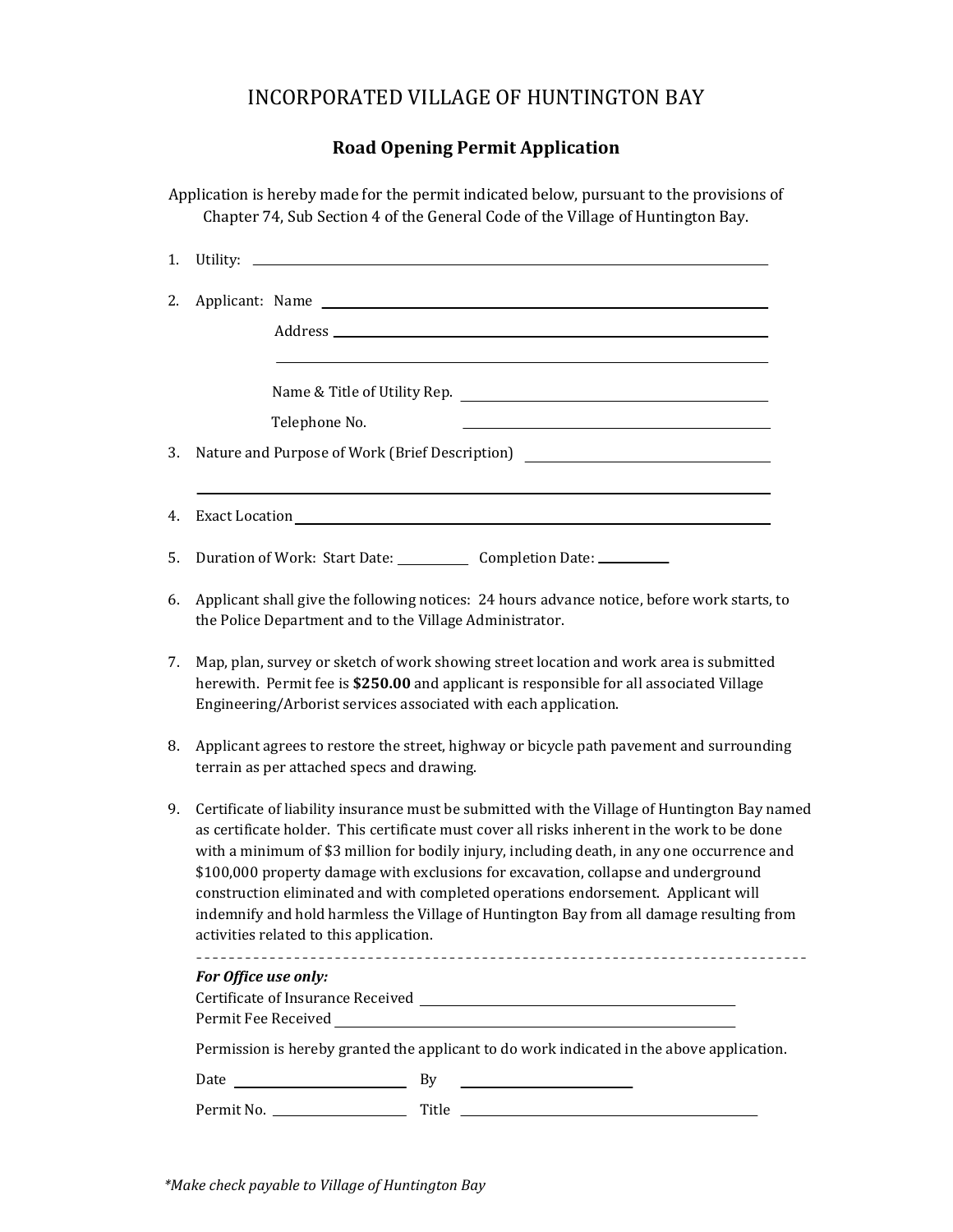# INCORPORATED VILLAGE OF HUNTINGTON BAY

## Road Opening Permit Application

Application is hereby made for the permit indicated below, pursuant to the provisions of Chapter 74, Sub Section 4 of the General Code of the Village of Huntington Bay.

1. Utility: ______________________________

2. Applicant: Name ______________________________

   Address ______________________________

   ______________________________

   Name & Title of Utility Rep. ______________________________

   Telephone No. ______________________________

3. Nature and Purpose of Work (Brief Description) ______________________________

   ______________________________

4. Exact Location ______________________________

5. Duration of Work: Start Date: __________ Completion Date: __________

6. Applicant shall give the following notices: 24 hours advance notice, before work starts, to the Police Department and to the Village Administrator.

7. Map, plan, survey or sketch of work showing street location and work area is submitted herewith. Permit fee is **$250.00** and applicant is responsible for all associated Village Engineering/Arborist services associated with each application.

8. Applicant agrees to restore the street, highway or bicycle path pavement and surrounding terrain as per attached specs and drawing.

9. Certificate of liability insurance must be submitted with the Village of Huntington Bay named as certificate holder. This certificate must cover all risks inherent in the work to be done with a minimum of $3 million for bodily injury, including death, in any one occurrence and $100,000 property damage with exclusions for excavation, collapse and underground construction eliminated and with completed operations endorsement. Applicant will indemnify and hold harmless the Village of Huntington Bay from all damage resulting from activities related to this application.

---

***For Office use only:***

Certificate of Insurance Received ______________________________

Permit Fee Received ______________________________

Permission is hereby granted the applicant to do work indicated in the above application.

Date ____________________ By ____________________

Permit No. ____________________ Title ____________________

*\*Make check payable to Village of Huntington Bay*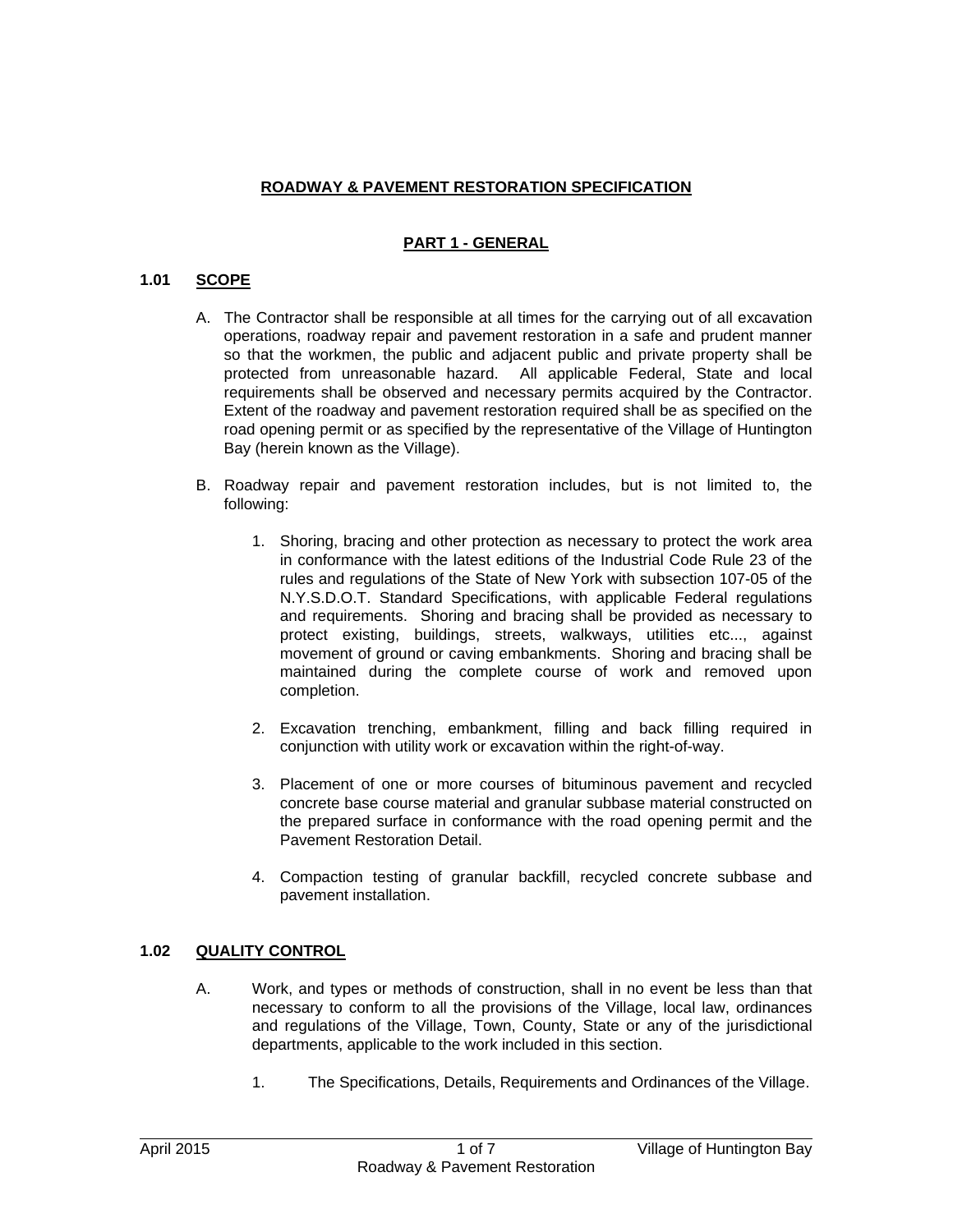**ROADWAY & PAVEMENT RESTORATION SPECIFICATION**

**PART 1 - GENERAL**

**1.01 SCOPE**

A. The Contractor shall be responsible at all times for the carrying out of all excavation operations, roadway repair and pavement restoration in a safe and prudent manner so that the workmen, the public and adjacent public and private property shall be protected from unreasonable hazard. All applicable Federal, State and local requirements shall be observed and necessary permits acquired by the Contractor. Extent of the roadway and pavement restoration required shall be as specified on the road opening permit or as specified by the representative of the Village of Huntington Bay (herein known as the Village).

B. Roadway repair and pavement restoration includes, but is not limited to, the following:

1. Shoring, bracing and other protection as necessary to protect the work area in conformance with the latest editions of the Industrial Code Rule 23 of the rules and regulations of the State of New York with subsection 107-05 of the N.Y.S.D.O.T. Standard Specifications, with applicable Federal regulations and requirements. Shoring and bracing shall be provided as necessary to protect existing, buildings, streets, walkways, utilities etc..., against movement of ground or caving embankments. Shoring and bracing shall be maintained during the complete course of work and removed upon completion.

2. Excavation trenching, embankment, filling and back filling required in conjunction with utility work or excavation within the right-of-way.

3. Placement of one or more courses of bituminous pavement and recycled concrete base course material and granular subbase material constructed on the prepared surface in conformance with the road opening permit and the Pavement Restoration Detail.

4. Compaction testing of granular backfill, recycled concrete subbase and pavement installation.

**1.02 QUALITY CONTROL**

A. Work, and types or methods of construction, shall in no event be less than that necessary to conform to all the provisions of the Village, local law, ordinances and regulations of the Village, Town, County, State or any of the jurisdictional departments, applicable to the work included in this section.

1. The Specifications, Details, Requirements and Ordinances of the Village.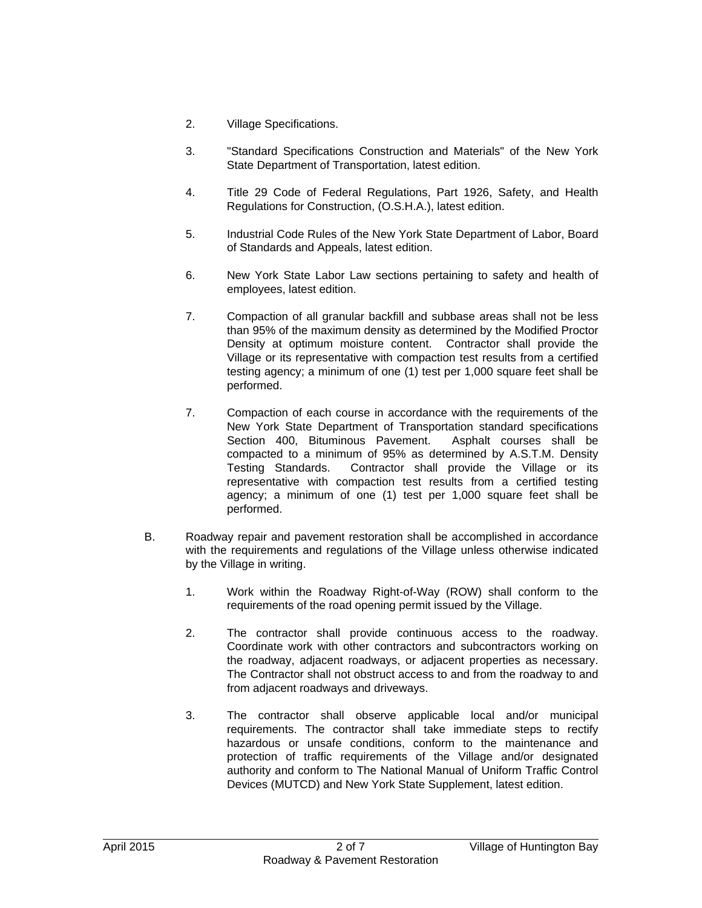2. Village Specifications.

3. "Standard Specifications Construction and Materials" of the New York State Department of Transportation, latest edition.

4. Title 29 Code of Federal Regulations, Part 1926, Safety, and Health Regulations for Construction, (O.S.H.A.), latest edition.

5. Industrial Code Rules of the New York State Department of Labor, Board of Standards and Appeals, latest edition.

6. New York State Labor Law sections pertaining to safety and health of employees, latest edition.

7. Compaction of all granular backfill and subbase areas shall not be less than 95% of the maximum density as determined by the Modified Proctor Density at optimum moisture content. Contractor shall provide the Village or its representative with compaction test results from a certified testing agency; a minimum of one (1) test per 1,000 square feet shall be performed.

7. Compaction of each course in accordance with the requirements of the New York State Department of Transportation standard specifications Section 400, Bituminous Pavement. Asphalt courses shall be compacted to a minimum of 95% as determined by A.S.T.M. Density Testing Standards. Contractor shall provide the Village or its representative with compaction test results from a certified testing agency; a minimum of one (1) test per 1,000 square feet shall be performed.

B. Roadway repair and pavement restoration shall be accomplished in accordance with the requirements and regulations of the Village unless otherwise indicated by the Village in writing.

1. Work within the Roadway Right-of-Way (ROW) shall conform to the requirements of the road opening permit issued by the Village.

2. The contractor shall provide continuous access to the roadway. Coordinate work with other contractors and subcontractors working on the roadway, adjacent roadways, or adjacent properties as necessary. The Contractor shall not obstruct access to and from the roadway to and from adjacent roadways and driveways.

3. The contractor shall observe applicable local and/or municipal requirements. The contractor shall take immediate steps to rectify hazardous or unsafe conditions, conform to the maintenance and protection of traffic requirements of the Village and/or designated authority and conform to The National Manual of Uniform Traffic Control Devices (MUTCD) and New York State Supplement, latest edition.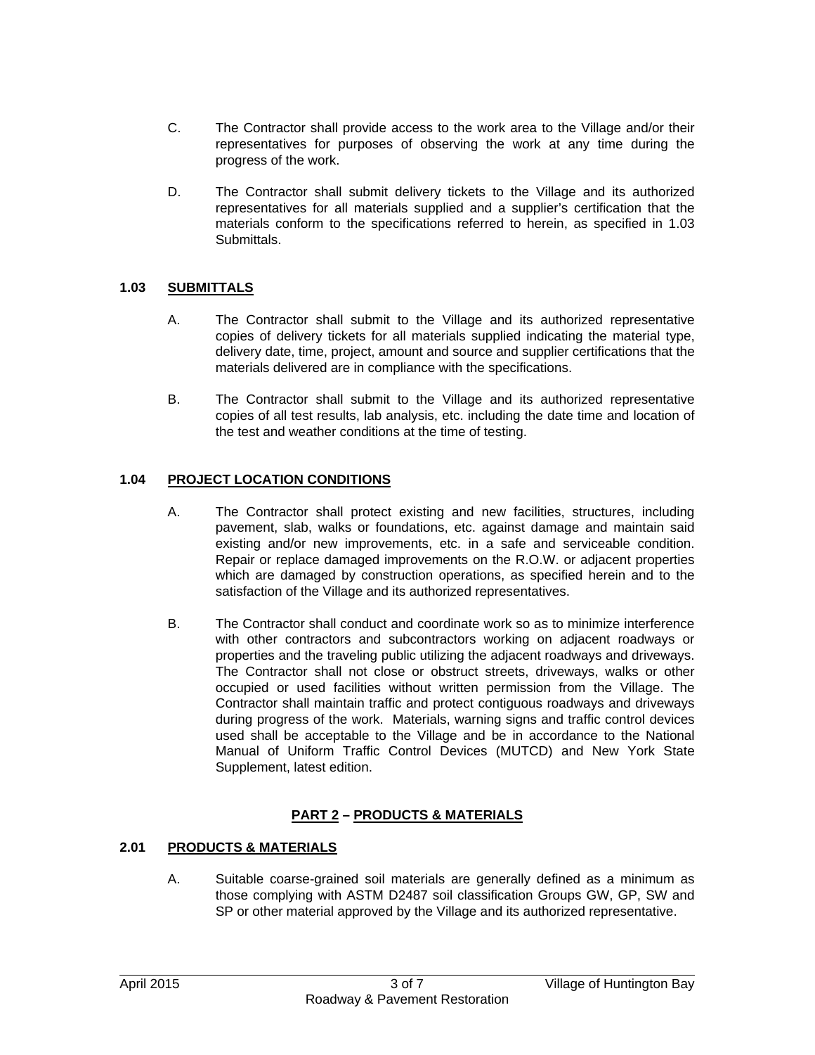C. The Contractor shall provide access to the work area to the Village and/or their representatives for purposes of observing the work at any time during the progress of the work.

D. The Contractor shall submit delivery tickets to the Village and its authorized representatives for all materials supplied and a supplier's certification that the materials conform to the specifications referred to herein, as specified in 1.03 Submittals.

### 1.03 SUBMITTALS

A. The Contractor shall submit to the Village and its authorized representative copies of delivery tickets for all materials supplied indicating the material type, delivery date, time, project, amount and source and supplier certifications that the materials delivered are in compliance with the specifications.

B. The Contractor shall submit to the Village and its authorized representative copies of all test results, lab analysis, etc. including the date time and location of the test and weather conditions at the time of testing.

### 1.04 PROJECT LOCATION CONDITIONS

A. The Contractor shall protect existing and new facilities, structures, including pavement, slab, walks or foundations, etc. against damage and maintain said existing and/or new improvements, etc. in a safe and serviceable condition. Repair or replace damaged improvements on the R.O.W. or adjacent properties which are damaged by construction operations, as specified herein and to the satisfaction of the Village and its authorized representatives.

B. The Contractor shall conduct and coordinate work so as to minimize interference with other contractors and subcontractors working on adjacent roadways or properties and the traveling public utilizing the adjacent roadways and driveways. The Contractor shall not close or obstruct streets, driveways, walks or other occupied or used facilities without written permission from the Village. The Contractor shall maintain traffic and protect contiguous roadways and driveways during progress of the work. Materials, warning signs and traffic control devices used shall be acceptable to the Village and be in accordance to the National Manual of Uniform Traffic Control Devices (MUTCD) and New York State Supplement, latest edition.

## PART 2 – PRODUCTS & MATERIALS

### 2.01 PRODUCTS & MATERIALS

A. Suitable coarse-grained soil materials are generally defined as a minimum as those complying with ASTM D2487 soil classification Groups GW, GP, SW and SP or other material approved by the Village and its authorized representative.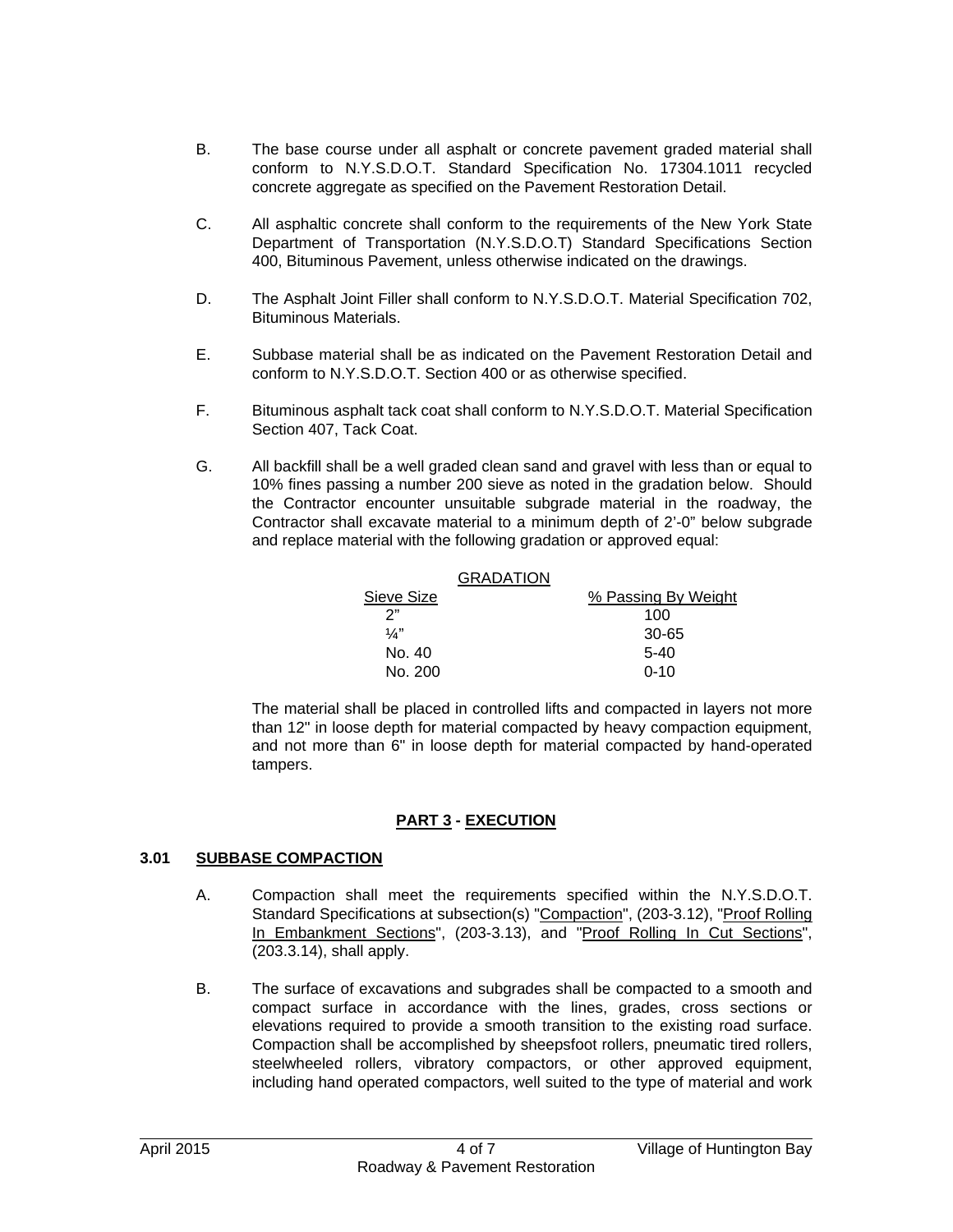B. The base course under all asphalt or concrete pavement graded material shall conform to N.Y.S.D.O.T. Standard Specification No. 17304.1011 recycled concrete aggregate as specified on the Pavement Restoration Detail.

C. All asphaltic concrete shall conform to the requirements of the New York State Department of Transportation (N.Y.S.D.O.T) Standard Specifications Section 400, Bituminous Pavement, unless otherwise indicated on the drawings.

D. The Asphalt Joint Filler shall conform to N.Y.S.D.O.T. Material Specification 702, Bituminous Materials.

E. Subbase material shall be as indicated on the Pavement Restoration Detail and conform to N.Y.S.D.O.T. Section 400 or as otherwise specified.

F. Bituminous asphalt tack coat shall conform to N.Y.S.D.O.T. Material Specification Section 407, Tack Coat.

G. All backfill shall be a well graded clean sand and gravel with less than or equal to 10% fines passing a number 200 sieve as noted in the gradation below. Should the Contractor encounter unsuitable subgrade material in the roadway, the Contractor shall excavate material to a minimum depth of 2'-0" below subgrade and replace material with the following gradation or approved equal:

GRADATION

| Sieve Size | % Passing By Weight |
|---|---|
| 2" | 100 |
| ¼" | 30-65 |
| No. 40 | 5-40 |
| No. 200 | 0-10 |

The material shall be placed in controlled lifts and compacted in layers not more than 12" in loose depth for material compacted by heavy compaction equipment, and not more than 6" in loose depth for material compacted by hand-operated tampers.

## PART 3 - EXECUTION

### 3.01 SUBBASE COMPACTION

A. Compaction shall meet the requirements specified within the N.Y.S.D.O.T. Standard Specifications at subsection(s) "Compaction", (203-3.12), "Proof Rolling In Embankment Sections", (203-3.13), and "Proof Rolling In Cut Sections", (203.3.14), shall apply.

B. The surface of excavations and subgrades shall be compacted to a smooth and compact surface in accordance with the lines, grades, cross sections or elevations required to provide a smooth transition to the existing road surface. Compaction shall be accomplished by sheepsfoot rollers, pneumatic tired rollers, steelwheeled rollers, vibratory compactors, or other approved equipment, including hand operated compactors, well suited to the type of material and work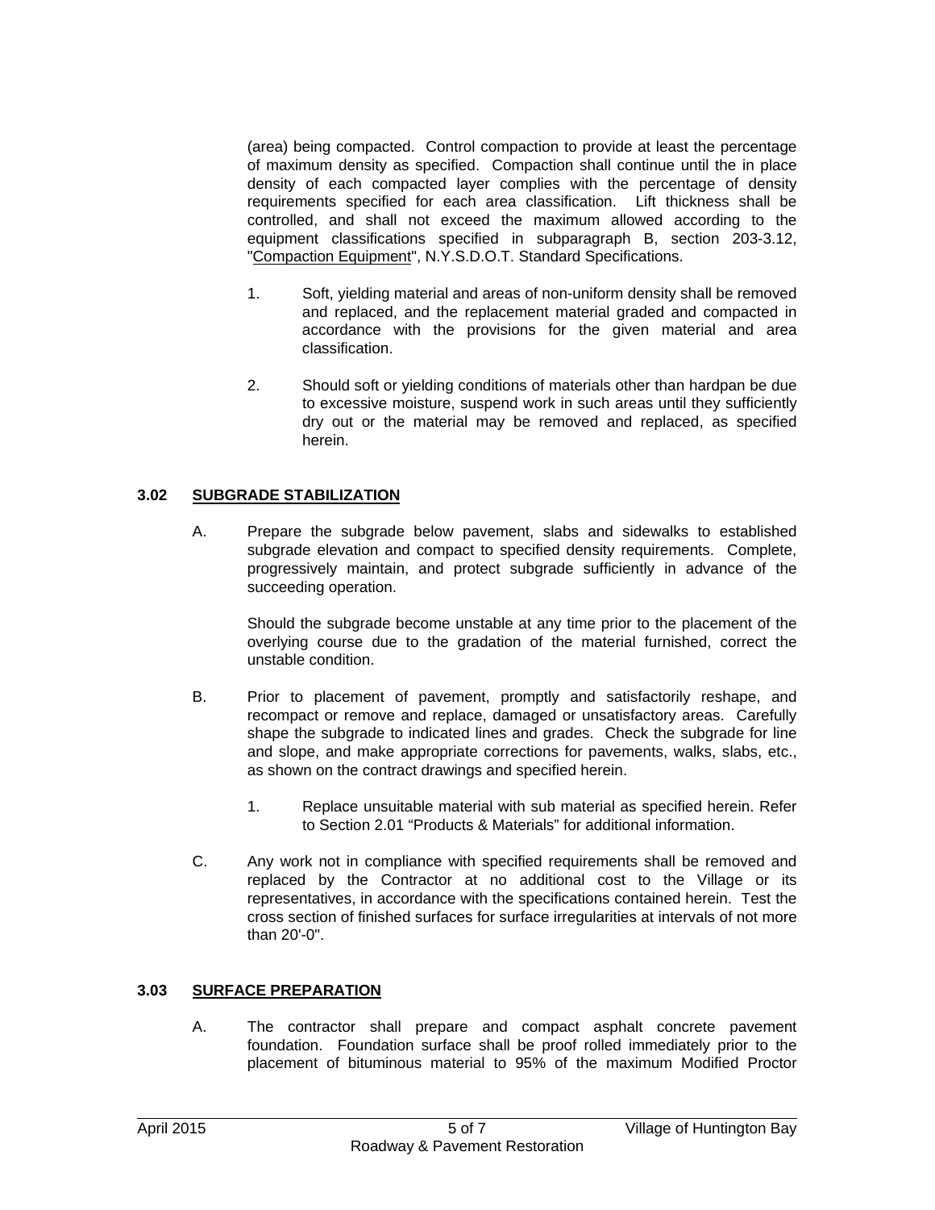(area) being compacted. Control compaction to provide at least the percentage of maximum density as specified. Compaction shall continue until the in place density of each compacted layer complies with the percentage of density requirements specified for each area classification. Lift thickness shall be controlled, and shall not exceed the maximum allowed according to the equipment classifications specified in subparagraph B, section 203-3.12, "Compaction Equipment", N.Y.S.D.O.T. Standard Specifications.

1. Soft, yielding material and areas of non-uniform density shall be removed and replaced, and the replacement material graded and compacted in accordance with the provisions for the given material and area classification.

2. Should soft or yielding conditions of materials other than hardpan be due to excessive moisture, suspend work in such areas until they sufficiently dry out or the material may be removed and replaced, as specified herein.

## 3.02 SUBGRADE STABILIZATION

A. Prepare the subgrade below pavement, slabs and sidewalks to established subgrade elevation and compact to specified density requirements. Complete, progressively maintain, and protect subgrade sufficiently in advance of the succeeding operation.

   Should the subgrade become unstable at any time prior to the placement of the overlying course due to the gradation of the material furnished, correct the unstable condition.

B. Prior to placement of pavement, promptly and satisfactorily reshape, and recompact or remove and replace, damaged or unsatisfactory areas. Carefully shape the subgrade to indicated lines and grades. Check the subgrade for line and slope, and make appropriate corrections for pavements, walks, slabs, etc., as shown on the contract drawings and specified herein.

   1. Replace unsuitable material with sub material as specified herein. Refer to Section 2.01 "Products & Materials" for additional information.

C. Any work not in compliance with specified requirements shall be removed and replaced by the Contractor at no additional cost to the Village or its representatives, in accordance with the specifications contained herein. Test the cross section of finished surfaces for surface irregularities at intervals of not more than 20'-0".

## 3.03 SURFACE PREPARATION

A. The contractor shall prepare and compact asphalt concrete pavement foundation. Foundation surface shall be proof rolled immediately prior to the placement of bituminous material to 95% of the maximum Modified Proctor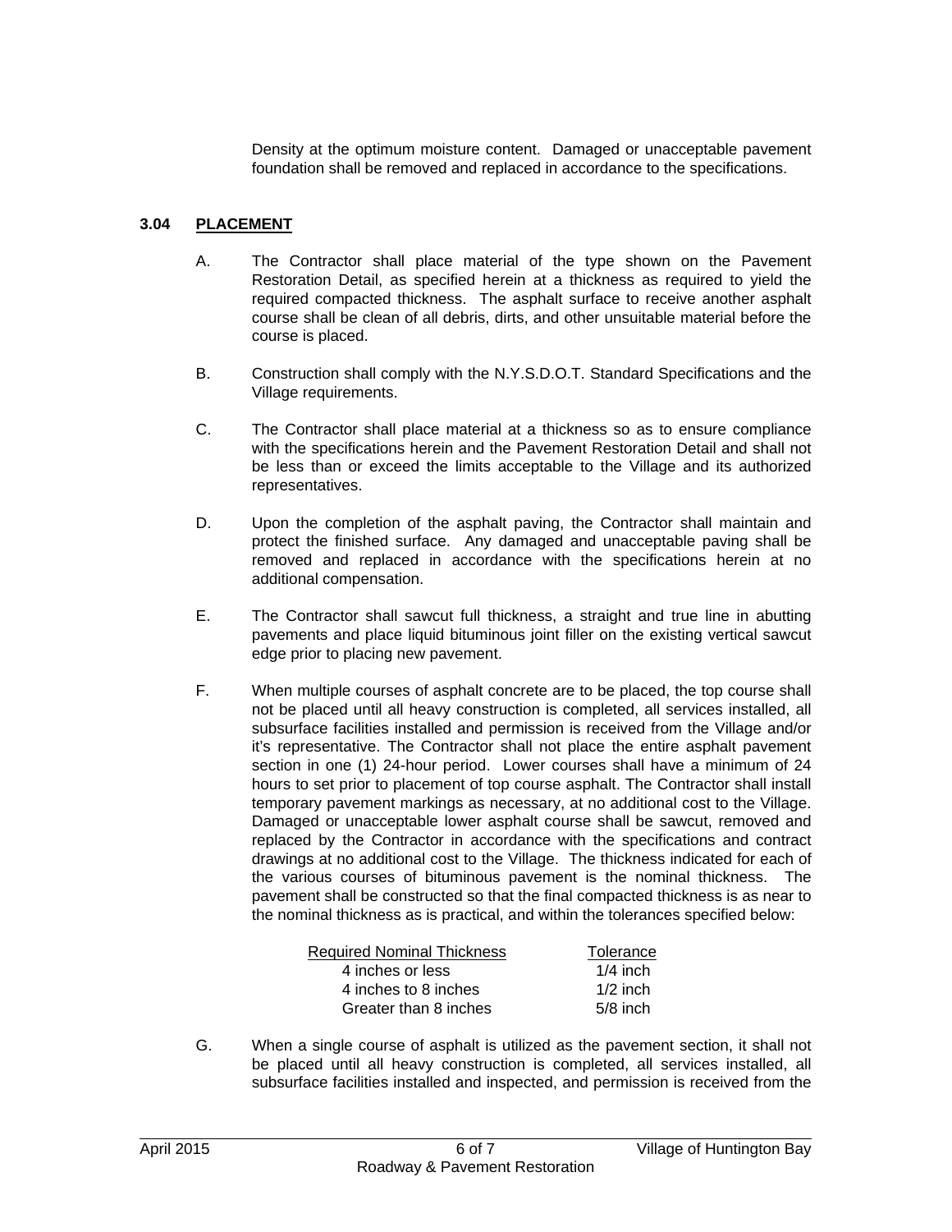Density at the optimum moisture content. Damaged or unacceptable pavement foundation shall be removed and replaced in accordance to the specifications.

### 3.04 PLACEMENT

A. The Contractor shall place material of the type shown on the Pavement Restoration Detail, as specified herein at a thickness as required to yield the required compacted thickness. The asphalt surface to receive another asphalt course shall be clean of all debris, dirts, and other unsuitable material before the course is placed.

B. Construction shall comply with the N.Y.S.D.O.T. Standard Specifications and the Village requirements.

C. The Contractor shall place material at a thickness so as to ensure compliance with the specifications herein and the Pavement Restoration Detail and shall not be less than or exceed the limits acceptable to the Village and its authorized representatives.

D. Upon the completion of the asphalt paving, the Contractor shall maintain and protect the finished surface. Any damaged and unacceptable paving shall be removed and replaced in accordance with the specifications herein at no additional compensation.

E. The Contractor shall sawcut full thickness, a straight and true line in abutting pavements and place liquid bituminous joint filler on the existing vertical sawcut edge prior to placing new pavement.

F. When multiple courses of asphalt concrete are to be placed, the top course shall not be placed until all heavy construction is completed, all services installed, all subsurface facilities installed and permission is received from the Village and/or it's representative. The Contractor shall not place the entire asphalt pavement section in one (1) 24-hour period. Lower courses shall have a minimum of 24 hours to set prior to placement of top course asphalt. The Contractor shall install temporary pavement markings as necessary, at no additional cost to the Village. Damaged or unacceptable lower asphalt course shall be sawcut, removed and replaced by the Contractor in accordance with the specifications and contract drawings at no additional cost to the Village. The thickness indicated for each of the various courses of bituminous pavement is the nominal thickness. The pavement shall be constructed so that the final compacted thickness is as near to the nominal thickness as is practical, and within the tolerances specified below:

| Required Nominal Thickness | Tolerance |
|---|---|
| 4 inches or less | 1/4 inch |
| 4 inches to 8 inches | 1/2 inch |
| Greater than 8 inches | 5/8 inch |

G. When a single course of asphalt is utilized as the pavement section, it shall not be placed until all heavy construction is completed, all services installed, all subsurface facilities installed and inspected, and permission is received from the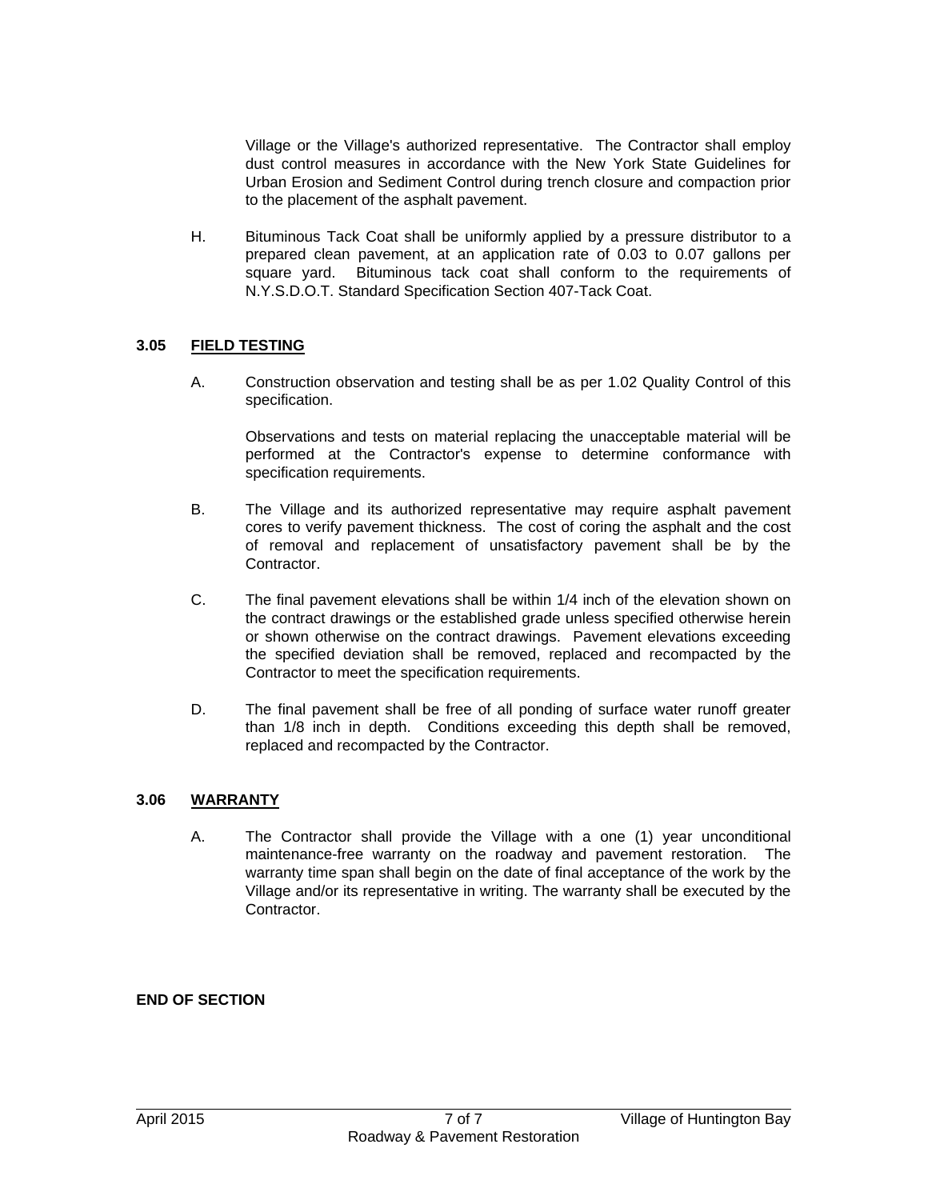Village or the Village's authorized representative. The Contractor shall employ dust control measures in accordance with the New York State Guidelines for Urban Erosion and Sediment Control during trench closure and compaction prior to the placement of the asphalt pavement.

H. Bituminous Tack Coat shall be uniformly applied by a pressure distributor to a prepared clean pavement, at an application rate of 0.03 to 0.07 gallons per square yard. Bituminous tack coat shall conform to the requirements of N.Y.S.D.O.T. Standard Specification Section 407-Tack Coat.

## 3.05 FIELD TESTING

A. Construction observation and testing shall be as per 1.02 Quality Control of this specification.

   Observations and tests on material replacing the unacceptable material will be performed at the Contractor's expense to determine conformance with specification requirements.

B. The Village and its authorized representative may require asphalt pavement cores to verify pavement thickness. The cost of coring the asphalt and the cost of removal and replacement of unsatisfactory pavement shall be by the Contractor.

C. The final pavement elevations shall be within 1/4 inch of the elevation shown on the contract drawings or the established grade unless specified otherwise herein or shown otherwise on the contract drawings. Pavement elevations exceeding the specified deviation shall be removed, replaced and recompacted by the Contractor to meet the specification requirements.

D. The final pavement shall be free of all ponding of surface water runoff greater than 1/8 inch in depth. Conditions exceeding this depth shall be removed, replaced and recompacted by the Contractor.

## 3.06 WARRANTY

A. The Contractor shall provide the Village with a one (1) year unconditional maintenance-free warranty on the roadway and pavement restoration. The warranty time span shall begin on the date of final acceptance of the work by the Village and/or its representative in writing. The warranty shall be executed by the Contractor.

**END OF SECTION**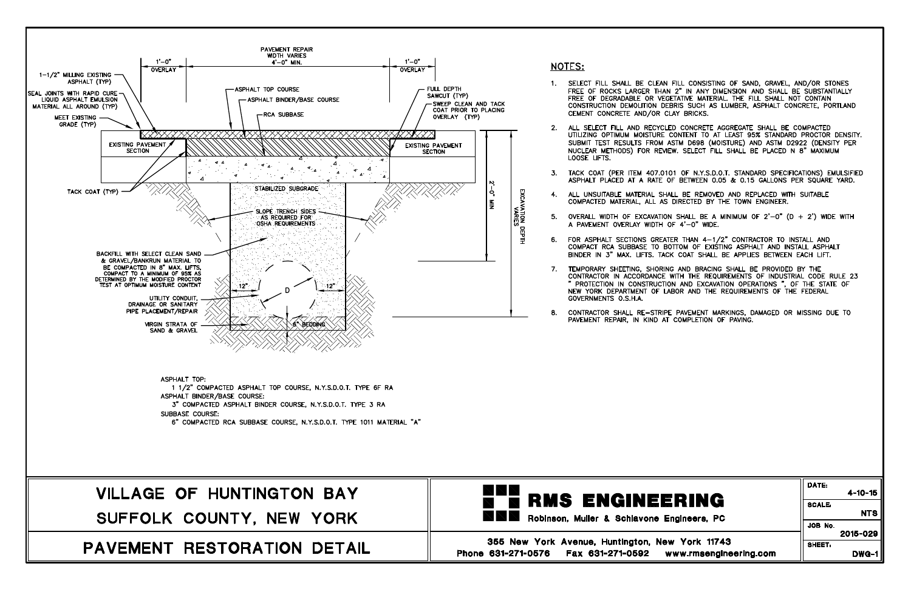PAVEMENT REPAIR WIDTH VARIES 4'-0" MIN.

1'-0" OVERLAY

1'-0" OVERLAY

1-1/2" MILLING EXISTING ASPHALT (TYP)

SEAL JOINTS WITH RAPID CURE LIQUID ASPHALT EMULSION MATERIAL ALL AROUND (TYP)

MEET EXISTING GRADE (TYP)

ASPHALT TOP COURSE

ASPHALT BINDER/BASE COURSE

RCA SUBBASE

FULL DEPTH SAWCUT (TYP)

SWEEP CLEAN AND TACK COAT PRIOR TO PLACING OVERLAY (TYP)

EXISTING PAVEMENT SECTION

EXISTING PAVEMENT SECTION

TACK COAT (TYP)

STABILIZED SUBGRADE

SLOPE TRENCH SIDES AS REQUIRED FOR OSHA REQUIREMENTS

2'-0" MIN

EXCAVATION DEPTH VARIES

BACKFILL WITH SELECT CLEAN SAND & GRAVEL/BANKRUN MATERIAL TO BE COMPACTED IN 8" MAX. LIFTS, COMPACT TO A MINIMUM OF 95% AS DETERMINED BY THE MODIFIED PROCTOR TEST AT OPTIMUM MOISTURE CONTENT

12"

D

12"

UTILITY CONDUIT, DRAINAGE OR SANITARY PIPE PLACEMENT/REPAIR

VIRGIN STRATA OF SAND & GRAVEL

6" BEDDING

ASPHALT TOP:
1 1/2" COMPACTED ASPHALT TOP COURSE, N.Y.S.D.O.T. TYPE 6F RA

ASPHALT BINDER/BASE COURSE:
3" COMPACTED ASPHALT BINDER COURSE, N.Y.S.D.O.T. TYPE 3 RA

SUBBASE COURSE:
6" COMPACTED RCA SUBBASE COURSE, N.Y.S.D.O.T. TYPE 1011 MATERIAL "A"

## NOTES:

1. SELECT FILL SHALL BE CLEAN FILL CONSISTING OF SAND, GRAVEL, AND/OR STONES FREE OF ROCKS LARGER THAN 2" IN ANY DIMENSION AND SHALL BE SUBSTANTIALLY FREE OF DEGRADABLE OR VEGETATIVE MATERIAL. THE FILL SHALL NOT CONTAIN CONSTRUCTION DEMOLITION DEBRIS SUCH AS LUMBER, ASPHALT CONCRETE, PORTLAND CEMENT CONCRETE AND/OR CLAY BRICKS.
2. ALL SELECT FILL AND RECYCLED CONCRETE AGGREGATE SHALL BE COMPACTED UTILIZING OPTIMUM MOISTURE CONTENT TO AT LEAST 95% STANDARD PROCTOR DENSITY. SUBMIT TEST RESULTS FROM ASTM D698 (MOISTURE) AND ASTM D2922 (DENSITY PER NUCLEAR METHODS) FOR REVIEW. SELECT FILL SHALL BE PLACED N 8" MAXIMUM LOOSE LIFTS.
3. TACK COAT (PER ITEM 407.0101 OF N.Y.S.D.O.T. STANDARD SPECIFICATIONS) EMULSIFIED ASPHALT PLACED AT A RATE OF BETWEEN 0.05 & 0.15 GALLONS PER SQUARE YARD.
4. ALL UNSUITABLE MATERIAL SHALL BE REMOVED AND REPLACED WITH SUITABLE COMPACTED MATERIAL, ALL AS DIRECTED BY THE TOWN ENGINEER.
5. OVERALL WIDTH OF EXCAVATION SHALL BE A MINIMUM OF 2'-0" (D + 2') WIDE WITH A PAVEMENT OVERLAY WIDTH OF 4'-0" WIDE.
6. FOR ASPHALT SECTIONS GREATER THAN 4-1/2" CONTRACTOR TO INSTALL AND COMPACT RCA SUBBASE TO BOTTOM OF EXISTING ASPHALT AND INSTALL ASPHALT BINDER IN 3" MAX. LIFTS. TACK COAT SHALL BE APPLIES BETWEEN EACH LIFT.
7. TEMPORARY SHEETING, SHORING AND BRACING SHALL BE PROVIDED BY THE CONTRACTOR IN ACCORDANCE WITH THE REQUIREMENTS OF INDUSTRIAL CODE RULE 23 " PROTECTION IN CONSTRUCTION AND EXCAVATION OPERATIONS ", OF THE STATE OF NEW YORK DEPARTMENT OF LABOR AND THE REQUIREMENTS OF THE FEDERAL GOVERNMENTS O.S.H.A.
8. CONTRACTOR SHALL RE-STRIPE PAVEMENT MARKINGS, DAMAGED OR MISSING DUE TO PAVEMENT REPAIR, IN KIND AT COMPLETION OF PAVING.

# VILLAGE OF HUNTINGTON BAY
# SUFFOLK COUNTY, NEW YORK

# PAVEMENT RESTORATION DETAIL

**RMS ENGINEERING**
Robinson, Muller & Schiavone Engineers, PC

355 New York Avenue, Huntington, New York 11743
Phone 631-271-0576 Fax 631-271-0592 www.rmsengineering.com

| | |
|---|---|
| DATE: | 4-10-15 |
| SCALE: | NTS |
| JOB No. | 2015-029 |
| SHEET: | DWG-1 |